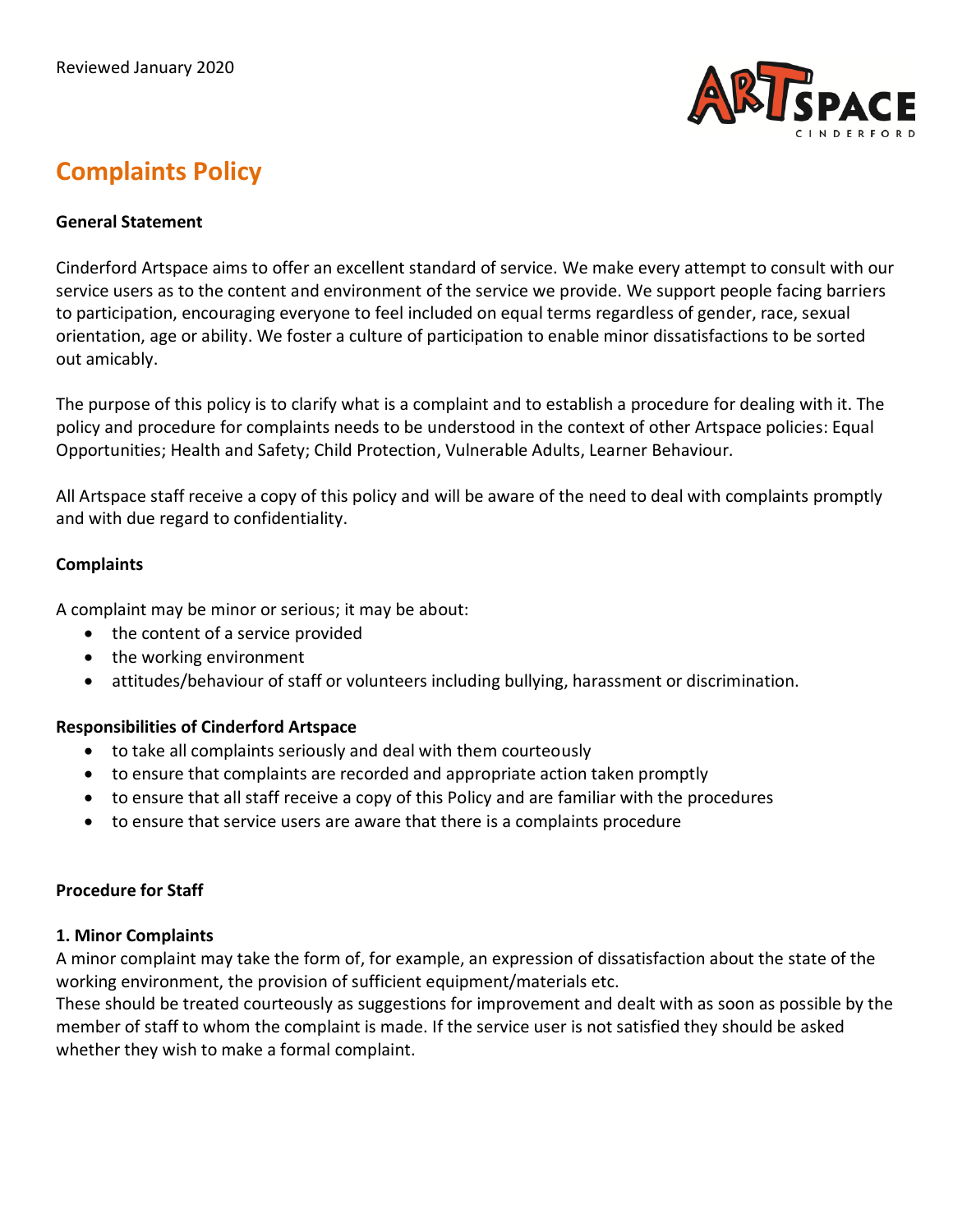Reviewed January 2020

# Complaints Policy

**General Statement**

Cinderford Artspace aims to offer an excellent standard of service. We make every attempt to consult with our service users as to the content and environment of the service we provide. We support people facing barriers to participation, encouraging everyone to feel included on equal terms regardless of gender, race, sexual orientation, age or ability. We foster a culture of participation to enable minor dissatisfactions to be sorted out amicably.

The purpose of this policy is to clarify what is a complaint and to establish a procedure for dealing with it. The policy and procedure for complaints needs to be understood in the context of other Artspace policies: Equal Opportunities; Health and Safety; Child Protection, Vulnerable Adults, Learner Behaviour.

All Artspace staff receive a copy of this policy and will be aware of the need to deal with complaints promptly and with due regard to confidentiality.

**Complaints**

A complaint may be minor or serious; it may be about:

- the content of a service provided
- the working environment
- attitudes/behaviour of staff or volunteers including bullying, harassment or discrimination.

**Responsibilities of Cinderford Artspace**

- to take all complaints seriously and deal with them courteously
- to ensure that complaints are recorded and appropriate action taken promptly
- to ensure that all staff receive a copy of this Policy and are familiar with the procedures
- to ensure that service users are aware that there is a complaints procedure

**Procedure for Staff**

**1. Minor Complaints**

A minor complaint may take the form of, for example, an expression of dissatisfaction about the state of the working environment, the provision of sufficient equipment/materials etc.

These should be treated courteously as suggestions for improvement and dealt with as soon as possible by the member of staff to whom the complaint is made. If the service user is not satisfied they should be asked whether they wish to make a formal complaint.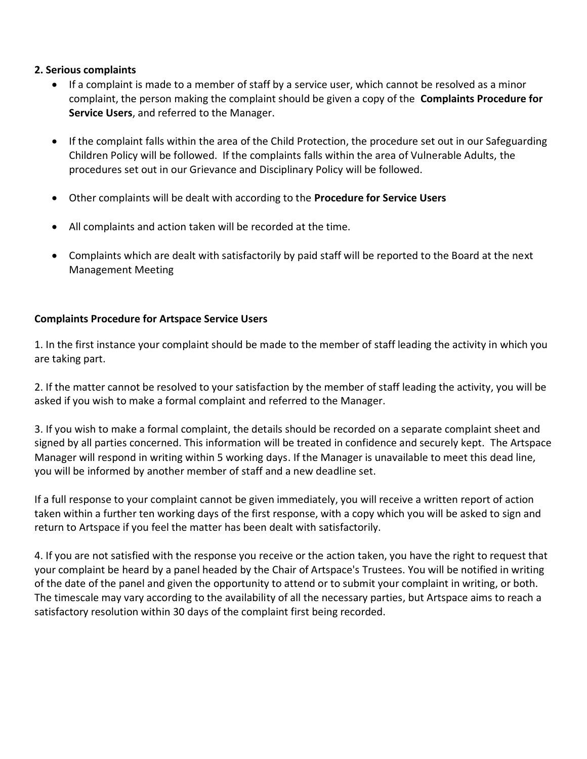**2. Serious complaints**

- If a complaint is made to a member of staff by a service user, which cannot be resolved as a minor complaint, the person making the complaint should be given a copy of the **Complaints Procedure for Service Users**, and referred to the Manager.
- If the complaint falls within the area of the Child Protection, the procedure set out in our Safeguarding Children Policy will be followed. If the complaints falls within the area of Vulnerable Adults, the procedures set out in our Grievance and Disciplinary Policy will be followed.
- Other complaints will be dealt with according to the **Procedure for Service Users**
- All complaints and action taken will be recorded at the time.
- Complaints which are dealt with satisfactorily by paid staff will be reported to the Board at the next Management Meeting

**Complaints Procedure for Artspace Service Users**

1. In the first instance your complaint should be made to the member of staff leading the activity in which you are taking part.

2. If the matter cannot be resolved to your satisfaction by the member of staff leading the activity, you will be asked if you wish to make a formal complaint and referred to the Manager.

3. If you wish to make a formal complaint, the details should be recorded on a separate complaint sheet and signed by all parties concerned. This information will be treated in confidence and securely kept. The Artspace Manager will respond in writing within 5 working days. If the Manager is unavailable to meet this dead line, you will be informed by another member of staff and a new deadline set.

If a full response to your complaint cannot be given immediately, you will receive a written report of action taken within a further ten working days of the first response, with a copy which you will be asked to sign and return to Artspace if you feel the matter has been dealt with satisfactorily.

4. If you are not satisfied with the response you receive or the action taken, you have the right to request that your complaint be heard by a panel headed by the Chair of Artspace's Trustees. You will be notified in writing of the date of the panel and given the opportunity to attend or to submit your complaint in writing, or both. The timescale may vary according to the availability of all the necessary parties, but Artspace aims to reach a satisfactory resolution within 30 days of the complaint first being recorded.